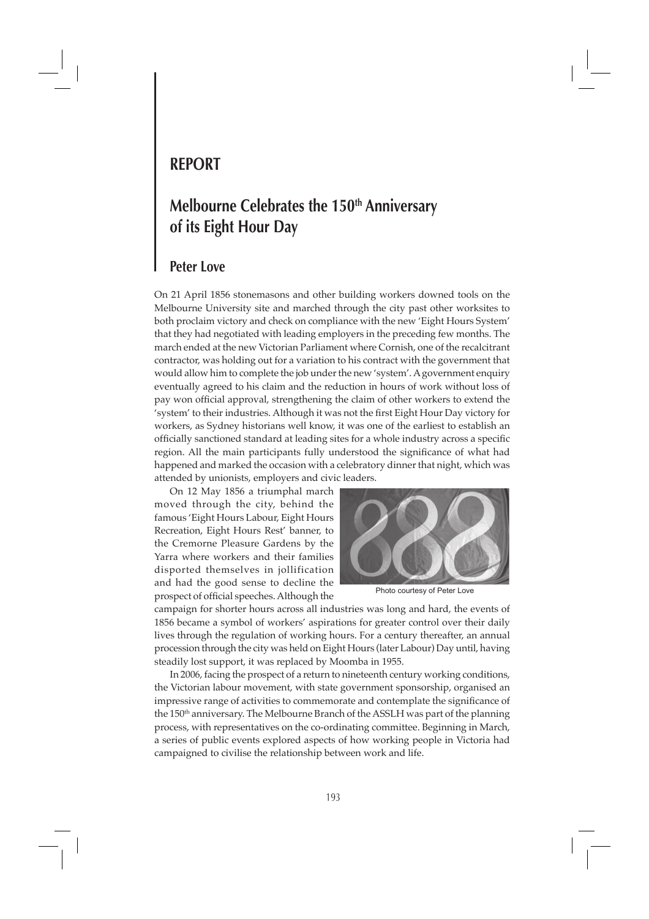# REPORT

## Melbourne Celebrates the 150th Anniversary of its Eight Hour Day

### Peter Love

On 21 April 1856 stonemasons and other building workers downed tools on the Melbourne University site and marched through the city past other worksites to both proclaim victory and check on compliance with the new 'Eight Hours System' that they had negotiated with leading employers in the preceding few months. The march ended at the new Victorian Parliament where Cornish, one of the recalcitrant contractor, was holding out for a variation to his contract with the government that would allow him to complete the job under the new 'system'. A government enquiry eventually agreed to his claim and the reduction in hours of work without loss of pay won official approval, strengthening the claim of other workers to extend the 'system' to their industries. Although it was not the first Eight Hour Day victory for workers, as Sydney historians well know, it was one of the earliest to establish an officially sanctioned standard at leading sites for a whole industry across a specific region. All the main participants fully understood the significance of what had happened and marked the occasion with a celebratory dinner that night, which was attended by unionists, employers and civic leaders.

On 12 May 1856 a triumphal march moved through the city, behind the famous 'Eight Hours Labour, Eight Hours Recreation, Eight Hours Rest' banner, to the Cremorne Pleasure Gardens by the Yarra where workers and their families disported themselves in jollification and had the good sense to decline the prospect of official speeches. Although the campaign for shorter hours across all industries was long and hard, the events of 1856 became a symbol of workers' aspirations for greater control over their daily lives through the regulation of working hours. For a century thereafter, an annual procession through the city was held on Eight Hours (later Labour) Day until, having steadily lost support, it was replaced by Moomba in 1955.

Photo courtesy of Peter Love

In 2006, facing the prospect of a return to nineteenth century working conditions, the Victorian labour movement, with state government sponsorship, organised an impressive range of activities to commemorate and contemplate the significance of the 150th anniversary. The Melbourne Branch of the ASSLH was part of the planning process, with representatives on the co-ordinating committee. Beginning in March, a series of public events explored aspects of how working people in Victoria had campaigned to civilise the relationship between work and life.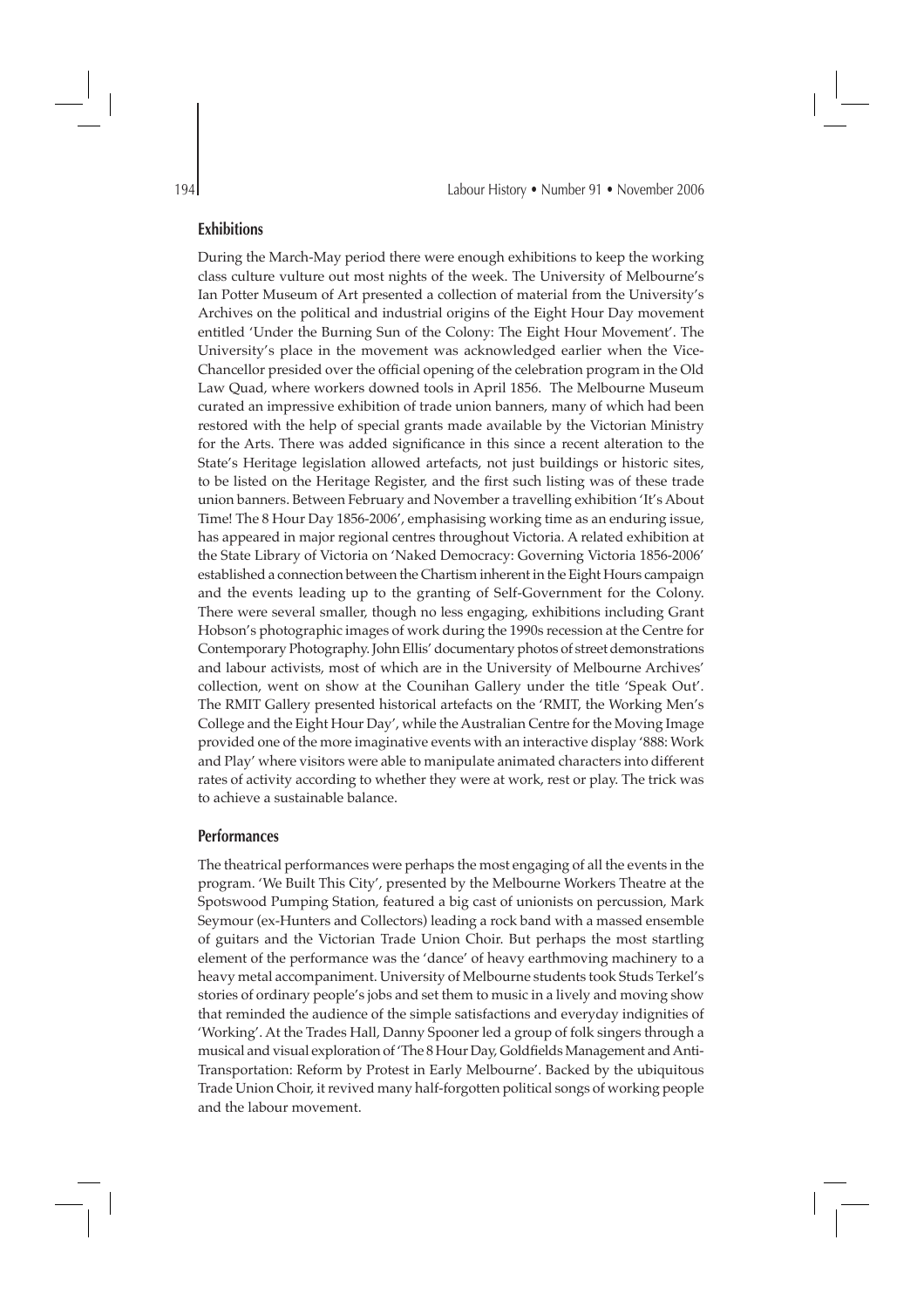## Exhibitions

During the March-May period there were enough exhibitions to keep the working class culture vulture out most nights of the week. The University of Melbourne's Ian Potter Museum of Art presented a collection of material from the University's Archives on the political and industrial origins of the Eight Hour Day movement entitled 'Under the Burning Sun of the Colony: The Eight Hour Movement'. The University's place in the movement was acknowledged earlier when the Vice-Chancellor presided over the official opening of the celebration program in the Old Law Quad, where workers downed tools in April 1856. The Melbourne Museum curated an impressive exhibition of trade union banners, many of which had been restored with the help of special grants made available by the Victorian Ministry for the Arts. There was added significance in this since a recent alteration to the State's Heritage legislation allowed artefacts, not just buildings or historic sites, to be listed on the Heritage Register, and the first such listing was of these trade union banners. Between February and November a travelling exhibition 'It's About Time! The 8 Hour Day 1856-2006', emphasising working time as an enduring issue, has appeared in major regional centres throughout Victoria. A related exhibition at the State Library of Victoria on 'Naked Democracy: Governing Victoria 1856-2006' established a connection between the Chartism inherent in the Eight Hours campaign and the events leading up to the granting of Self-Government for the Colony. There were several smaller, though no less engaging, exhibitions including Grant Hobson's photographic images of work during the 1990s recession at the Centre for Contemporary Photography. John Ellis' documentary photos of street demonstrations and labour activists, most of which are in the University of Melbourne Archives' collection, went on show at the Counihan Gallery under the title 'Speak Out'. The RMIT Gallery presented historical artefacts on the 'RMIT, the Working Men's College and the Eight Hour Day', while the Australian Centre for the Moving Image provided one of the more imaginative events with an interactive display '888: Work and Play' where visitors were able to manipulate animated characters into different rates of activity according to whether they were at work, rest or play. The trick was to achieve a sustainable balance.

## Performances

The theatrical performances were perhaps the most engaging of all the events in the program. 'We Built This City', presented by the Melbourne Workers Theatre at the Spotswood Pumping Station, featured a big cast of unionists on percussion, Mark Seymour (ex-Hunters and Collectors) leading a rock band with a massed ensemble of guitars and the Victorian Trade Union Choir. But perhaps the most startling element of the performance was the 'dance' of heavy earthmoving machinery to a heavy metal accompaniment. University of Melbourne students took Studs Terkel's stories of ordinary people's jobs and set them to music in a lively and moving show that reminded the audience of the simple satisfactions and everyday indignities of 'Working'. At the Trades Hall, Danny Spooner led a group of folk singers through a musical and visual exploration of 'The 8 Hour Day, Goldfields Management and Anti-Transportation: Reform by Protest in Early Melbourne'. Backed by the ubiquitous Trade Union Choir, it revived many half-forgotten political songs of working people and the labour movement.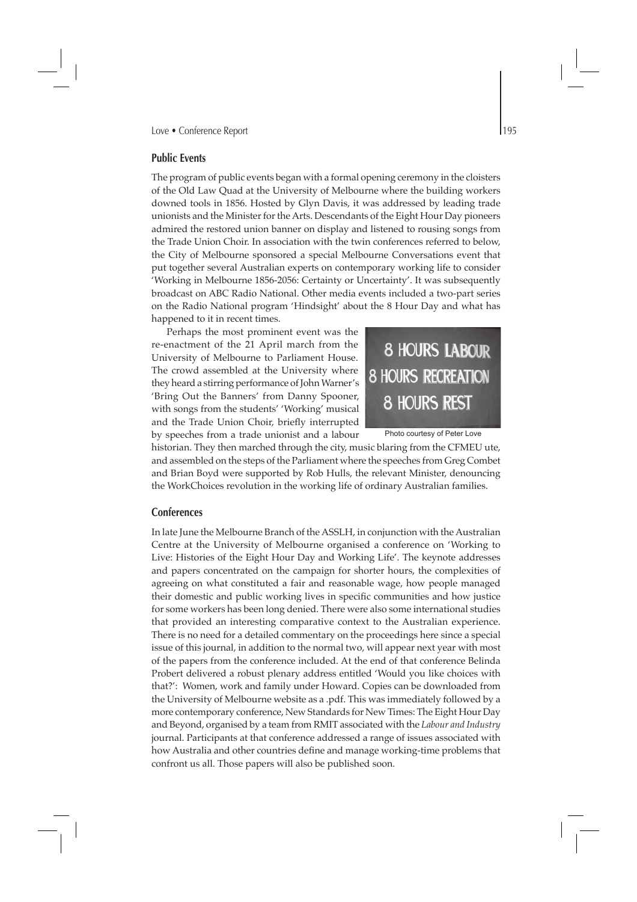## Public Events

The program of public events began with a formal opening ceremony in the cloisters of the Old Law Quad at the University of Melbourne where the building workers downed tools in 1856. Hosted by Glyn Davis, it was addressed by leading trade unionists and the Minister for the Arts. Descendants of the Eight Hour Day pioneers admired the restored union banner on display and listened to rousing songs from the Trade Union Choir. In association with the twin conferences referred to below, the City of Melbourne sponsored a special Melbourne Conversations event that put together several Australian experts on contemporary working life to consider 'Working in Melbourne 1856-2056: Certainty or Uncertainty'. It was subsequently broadcast on ABC Radio National. Other media events included a two-part series on the Radio National program 'Hindsight' about the 8 Hour Day and what has happened to it in recent times.

Perhaps the most prominent event was the re-enactment of the 21 April march from the University of Melbourne to Parliament House. The crowd assembled at the University where they heard a stirring performance of John Warner's 'Bring Out the Banners' from Danny Spooner, with songs from the students' 'Working' musical and the Trade Union Choir, briefly interrupted by speeches from a trade unionist and a labour historian. They then marched through the city, music blaring from the CFMEU ute, and assembled on the steps of the Parliament where the speeches from Greg Combet and Brian Boyd were supported by Rob Hulls, the relevant Minister, denouncing the WorkChoices revolution in the working life of ordinary Australian families.

8 HOURS LABOUR
8 HOURS RECREATION
8 HOURS REST

Photo courtesy of Peter Love

## Conferences

In late June the Melbourne Branch of the ASSLH, in conjunction with the Australian Centre at the University of Melbourne organised a conference on 'Working to Live: Histories of the Eight Hour Day and Working Life'. The keynote addresses and papers concentrated on the campaign for shorter hours, the complexities of agreeing on what constituted a fair and reasonable wage, how people managed their domestic and public working lives in specific communities and how justice for some workers has been long denied. There were also some international studies that provided an interesting comparative context to the Australian experience. There is no need for a detailed commentary on the proceedings here since a special issue of this journal, in addition to the normal two, will appear next year with most of the papers from the conference included. At the end of that conference Belinda Probert delivered a robust plenary address entitled 'Would you like choices with that?': Women, work and family under Howard. Copies can be downloaded from the University of Melbourne website as a .pdf. This was immediately followed by a more contemporary conference, New Standards for New Times: The Eight Hour Day and Beyond, organised by a team from RMIT associated with the *Labour and Industry* journal. Participants at that conference addressed a range of issues associated with how Australia and other countries define and manage working-time problems that confront us all. Those papers will also be published soon.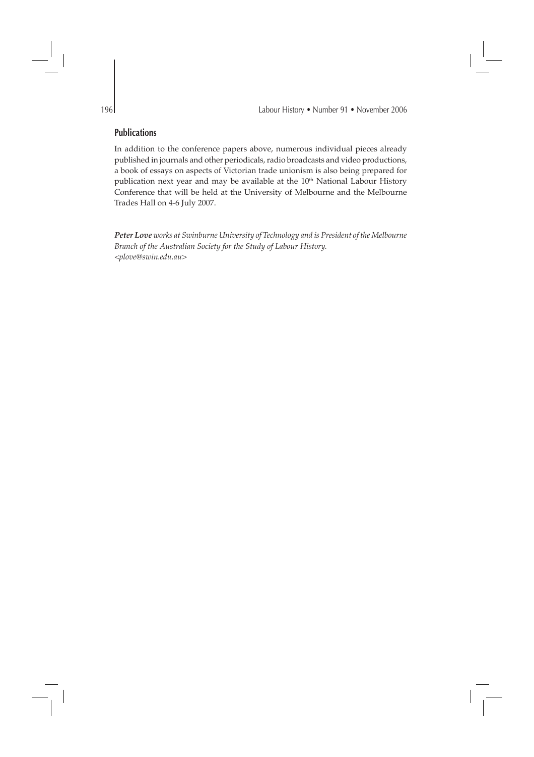## Publications

In addition to the conference papers above, numerous individual pieces already published in journals and other periodicals, radio broadcasts and video productions, a book of essays on aspects of Victorian trade unionism is also being prepared for publication next year and may be available at the 10th National Labour History Conference that will be held at the University of Melbourne and the Melbourne Trades Hall on 4-6 July 2007.

***Peter Love*** *works at Swinburne University of Technology and is President of the Melbourne Branch of the Australian Society for the Study of Labour History.*
*<plove@swin.edu.au>*